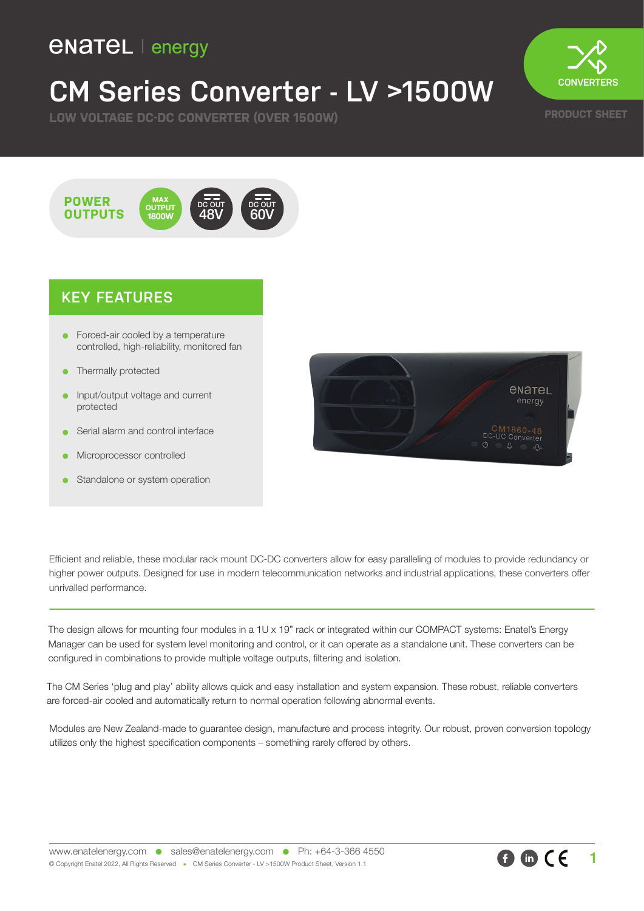enatel | energy

# CM Series Converter - LV >1500W

LOW VOLTAGE DC-DC CONVERTER (OVER 1500W)

CONVERTERS

PRODUCT SHEET

**POWER OUTPUTS**

MAX OUTPUT 1800W

DC OUT 48V

DC OUT 60V

## KEY FEATURES

- Forced-air cooled by a temperature controlled, high-reliability, monitored fan
- Thermally protected
- Input/output voltage and current protected
- Serial alarm and control interface
- Microprocessor controlled
- Standalone or system operation

Efficient and reliable, these modular rack mount DC-DC converters allow for easy paralleling of modules to provide redundancy or higher power outputs. Designed for use in modern telecommunication networks and industrial applications, these converters offer unrivalled performance.

The design allows for mounting four modules in a 1U x 19" rack or integrated within our COMPACT systems: Enatel's Energy Manager can be used for system level monitoring and control, or it can operate as a standalone unit. These converters can be configured in combinations to provide multiple voltage outputs, filtering and isolation.

The CM Series 'plug and play' ability allows quick and easy installation and system expansion. These robust, reliable converters are forced-air cooled and automatically return to normal operation following abnormal events.

Modules are New Zealand-made to guarantee design, manufacture and process integrity. Our robust, proven conversion topology utilizes only the highest specification components – something rarely offered by others.

www.enatelenergy.com • sales@enatelenergy.com • Ph: +64-3-366 4550

© Copyright Enatel 2022, All Rights Reserved • CM Series Converter - LV >1500W Product Sheet, Version 1.1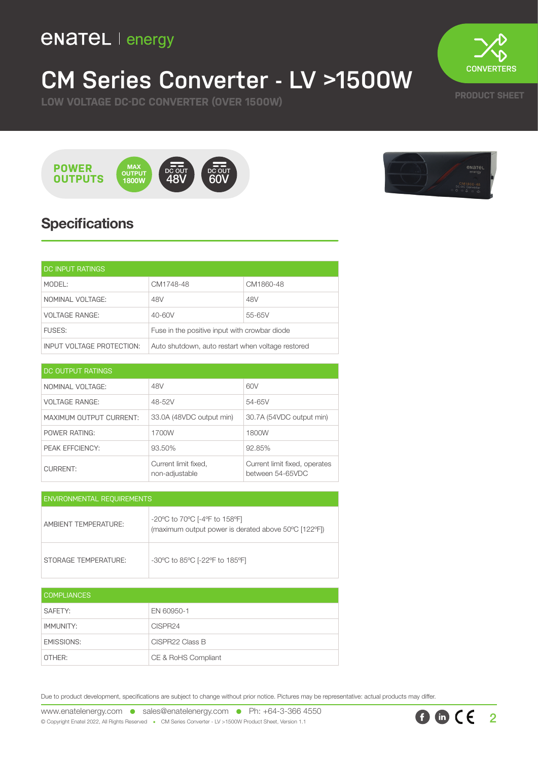enatel | energy

# CM Series Converter - LV >1500W

LOW VOLTAGE DC-DC CONVERTER (OVER 1500W)

CONVERTERS

PRODUCT SHEET

**POWER OUTPUTS** — MAX OUTPUT 1800W — DC OUT 48V — DC OUT 60V

## Specifications

| DC INPUT RATINGS | | |
|---|---|---|
| MODEL: | CM1748-48 | CM1860-48 |
| NOMINAL VOLTAGE: | 48V | 48V |
| VOLTAGE RANGE: | 40-60V | 55-65V |
| FUSES: | Fuse in the positive input with crowbar diode | |
| INPUT VOLTAGE PROTECTION: | Auto shutdown, auto restart when voltage restored | |

| DC OUTPUT RATINGS | | |
|---|---|---|
| NOMINAL VOLTAGE: | 48V | 60V |
| VOLTAGE RANGE: | 48-52V | 54-65V |
| MAXIMUM OUTPUT CURRENT: | 33.0A (48VDC output min) | 30.7A (54VDC output min) |
| POWER RATING: | 1700W | 1800W |
| PEAK EFFCIENCY: | 93.50% | 92.85% |
| CURRENT: | Current limit fixed, non-adjustable | Current limit fixed, operates between 54-65VDC |

| ENVIRONMENTAL REQUIREMENTS | |
|---|---|
| AMBIENT TEMPERATURE: | -20ºC to 70ºC [-4ºF to 158ºF] (maximum output power is derated above 50ºC [122ºF]) |
| STORAGE TEMPERATURE: | -30ºC to 85ºC [-22ºF to 185ºF] |

| COMPLIANCES | |
|---|---|
| SAFETY: | EN 60950-1 |
| IMMUNITY: | CISPR24 |
| EMISSIONS: | CISPR22 Class B |
| OTHER: | CE & RoHS Compliant |

Due to product development, specifications are subject to change without prior notice. Pictures may be representative: actual products may differ.

www.enatelenergy.com • sales@enatelenergy.com • Ph: +64-3-366 4550

© Copyright Enatel 2022, All Rights Reserved • CM Series Converter - LV >1500W Product Sheet, Version 1.1